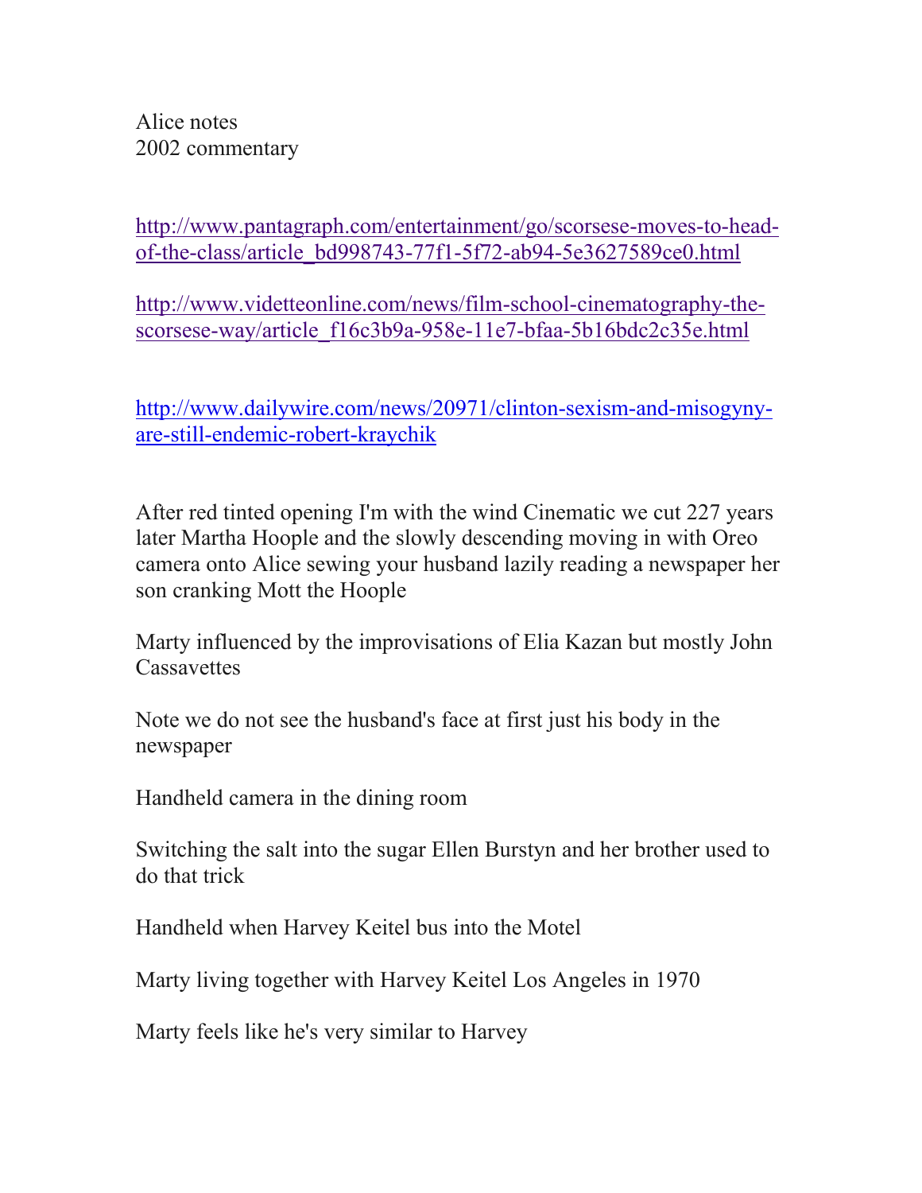Alice notes
2002 commentary

http://www.pantagraph.com/entertainment/go/scorsese-moves-to-head-of-the-class/article_bd998743-77f1-5f72-ab94-5e3627589ce0.html

http://www.videtteonline.com/news/film-school-cinematography-the-scorsese-way/article_f16c3b9a-958e-11e7-bfaa-5b16bdc2c35e.html

http://www.dailywire.com/news/20971/clinton-sexism-and-misogyny-are-still-endemic-robert-kraychik

After red tinted opening I'm with the wind Cinematic we cut 227 years later Martha Hoople and the slowly descending moving in with Oreo camera onto Alice sewing your husband lazily reading a newspaper her son cranking Mott the Hoople

Marty influenced by the improvisations of Elia Kazan but mostly John Cassavettes

Note we do not see the husband's face at first just his body in the newspaper

Handheld camera in the dining room

Switching the salt into the sugar Ellen Burstyn and her brother used to do that trick

Handheld when Harvey Keitel bus into the Motel

Marty living together with Harvey Keitel Los Angeles in 1970

Marty feels like he's very similar to Harvey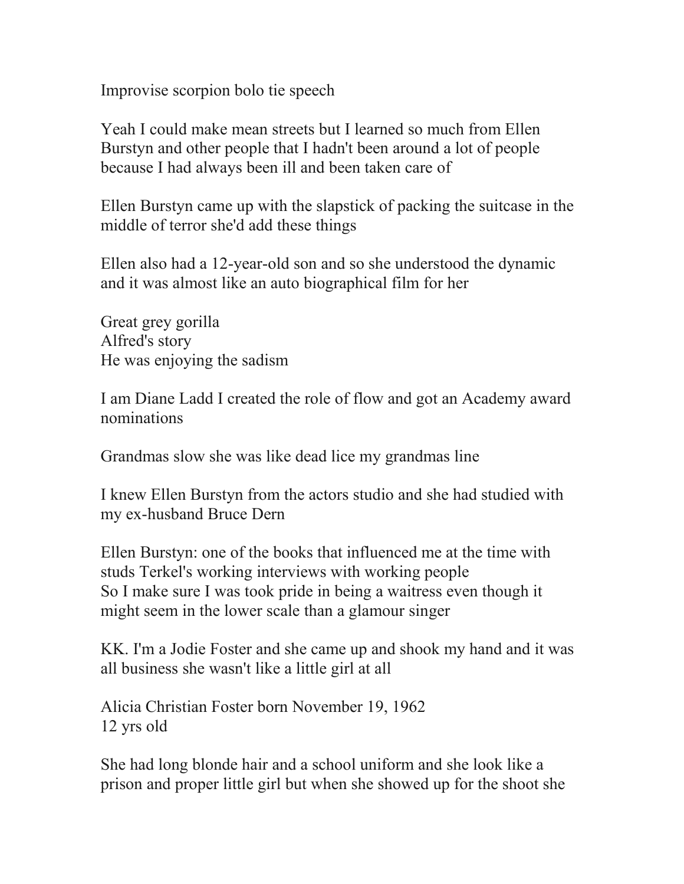Improvise scorpion bolo tie speech

Yeah I could make mean streets but I learned so much from Ellen Burstyn and other people that I hadn't been around a lot of people because I had always been ill and been taken care of

Ellen Burstyn came up with the slapstick of packing the suitcase in the middle of terror she'd add these things

Ellen also had a 12-year-old son and so she understood the dynamic and it was almost like an auto biographical film for her

Great grey gorilla
Alfred's story
He was enjoying the sadism

I am Diane Ladd I created the role of flow and got an Academy award nominations

Grandmas slow she was like dead lice my grandmas line

I knew Ellen Burstyn from the actors studio and she had studied with my ex-husband Bruce Dern

Ellen Burstyn: one of the books that influenced me at the time with studs Terkel's working interviews with working people
So I make sure I was took pride in being a waitress even though it might seem in the lower scale than a glamour singer

KK. I'm a Jodie Foster and she came up and shook my hand and it was all business she wasn't like a little girl at all

Alicia Christian Foster born November 19, 1962
12 yrs old

She had long blonde hair and a school uniform and she look like a prison and proper little girl but when she showed up for the shoot she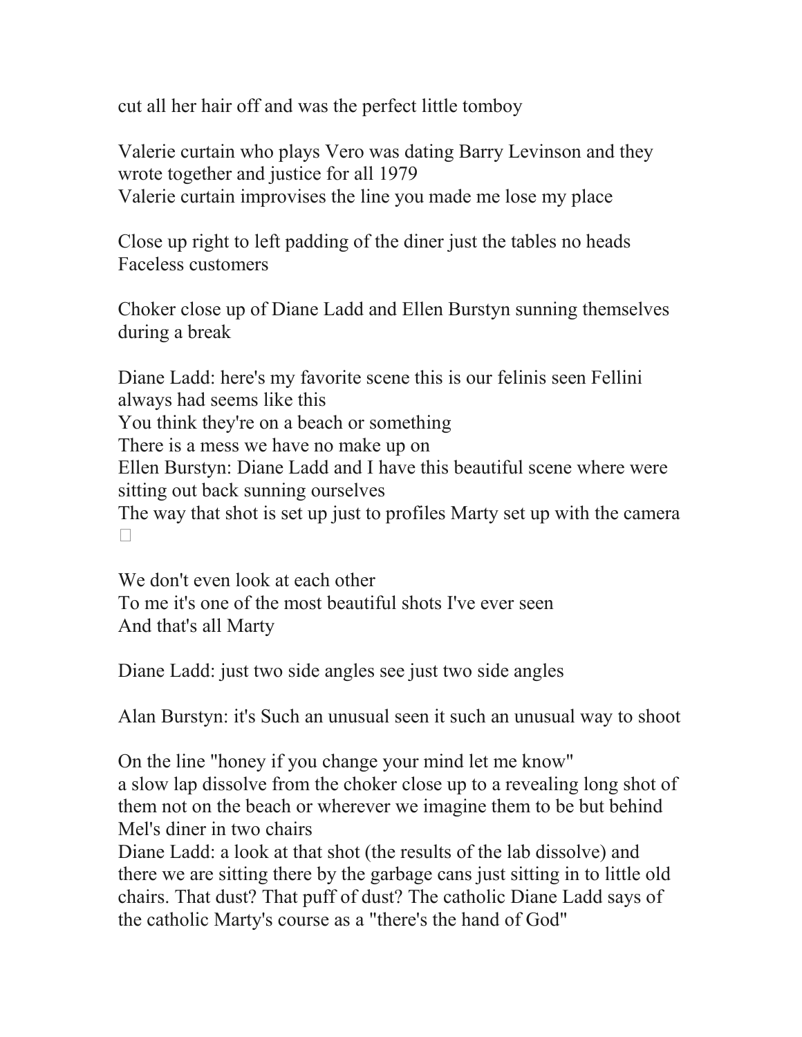cut all her hair off and was the perfect little tomboy

Valerie curtain who plays Vero was dating Barry Levinson and they wrote together and justice for all 1979
Valerie curtain improvises the line you made me lose my place

Close up right to left padding of the diner just the tables no heads
Faceless customers

Choker close up of Diane Ladd and Ellen Burstyn sunning themselves during a break

Diane Ladd: here's my favorite scene this is our felinis seen Fellini always had seems like this
You think they're on a beach or something
There is a mess we have no make up on
Ellen Burstyn: Diane Ladd and I have this beautiful scene where were sitting out back sunning ourselves
The way that shot is set up just to profiles Marty set up with the camera □

We don't even look at each other
To me it's one of the most beautiful shots I've ever seen
And that's all Marty

Diane Ladd: just two side angles see just two side angles

Alan Burstyn: it's Such an unusual seen it such an unusual way to shoot

On the line "honey if you change your mind let me know"
a slow lap dissolve from the choker close up to a revealing long shot of them not on the beach or wherever we imagine them to be but behind Mel's diner in two chairs
Diane Ladd: a look at that shot (the results of the lab dissolve) and there we are sitting there by the garbage cans just sitting in to little old chairs. That dust? That puff of dust? The catholic Diane Ladd says of the catholic Marty's course as a "there's the hand of God"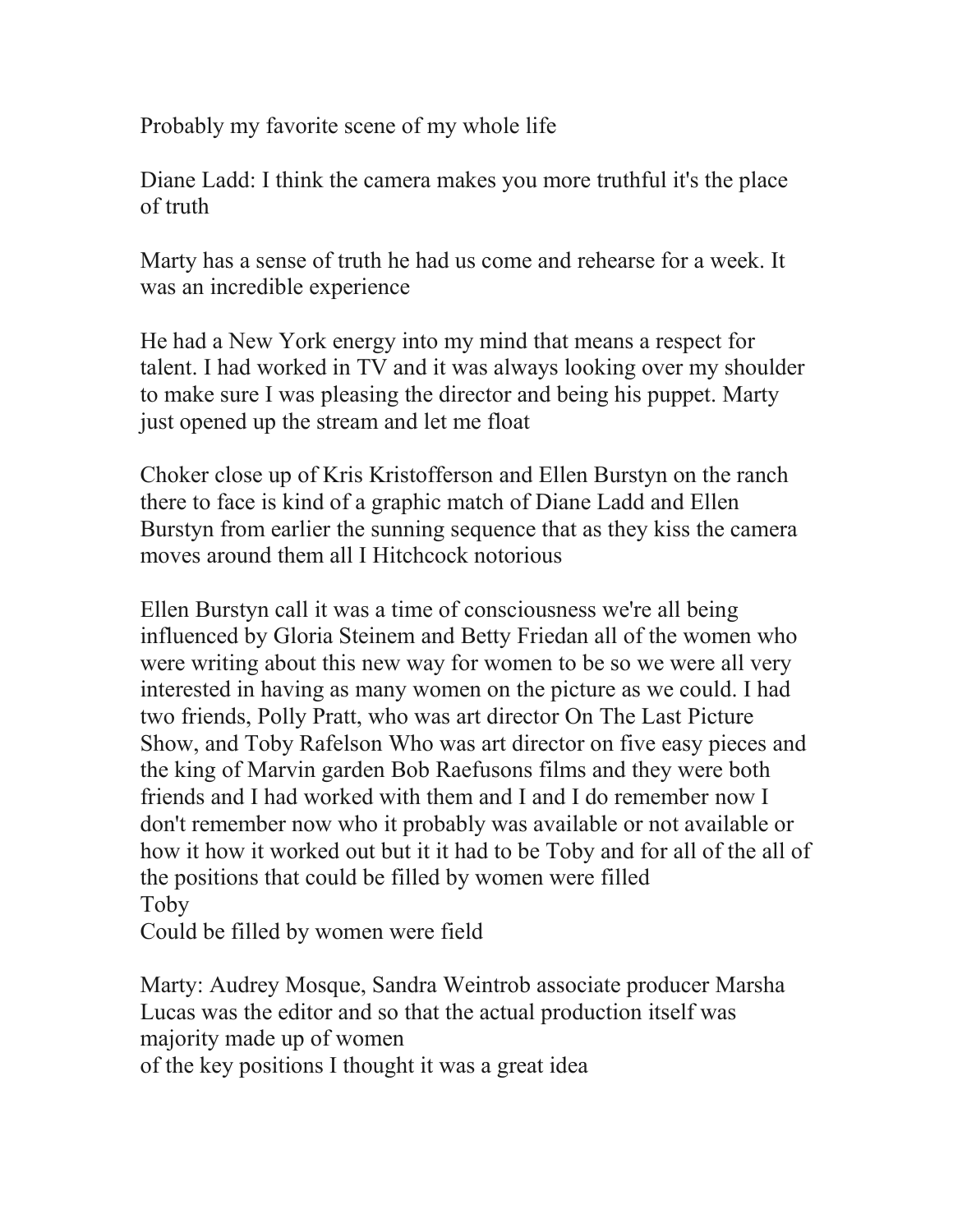Probably my favorite scene of my whole life

Diane Ladd: I think the camera makes you more truthful it's the place of truth

Marty has a sense of truth he had us come and rehearse for a week. It was an incredible experience

He had a New York energy into my mind that means a respect for talent. I had worked in TV and it was always looking over my shoulder to make sure I was pleasing the director and being his puppet. Marty just opened up the stream and let me float

Choker close up of Kris Kristofferson and Ellen Burstyn on the ranch there to face is kind of a graphic match of Diane Ladd and Ellen Burstyn from earlier the sunning sequence that as they kiss the camera moves around them all I Hitchcock notorious

Ellen Burstyn call it was a time of consciousness we're all being influenced by Gloria Steinem and Betty Friedan all of the women who were writing about this new way for women to be so we were all very interested in having as many women on the picture as we could. I had two friends, Polly Pratt, who was art director On The Last Picture Show, and Toby Rafelson Who was art director on five easy pieces and the king of Marvin garden Bob Raefusons films and they were both friends and I had worked with them and I and I do remember now I don't remember now who it probably was available or not available or how it how it worked out but it it had to be Toby and for all of the all of the positions that could be filled by women were filled
Toby
Could be filled by women were field

Marty: Audrey Mosque, Sandra Weintrob associate producer Marsha Lucas was the editor and so that the actual production itself was majority made up of women
of the key positions I thought it was a great idea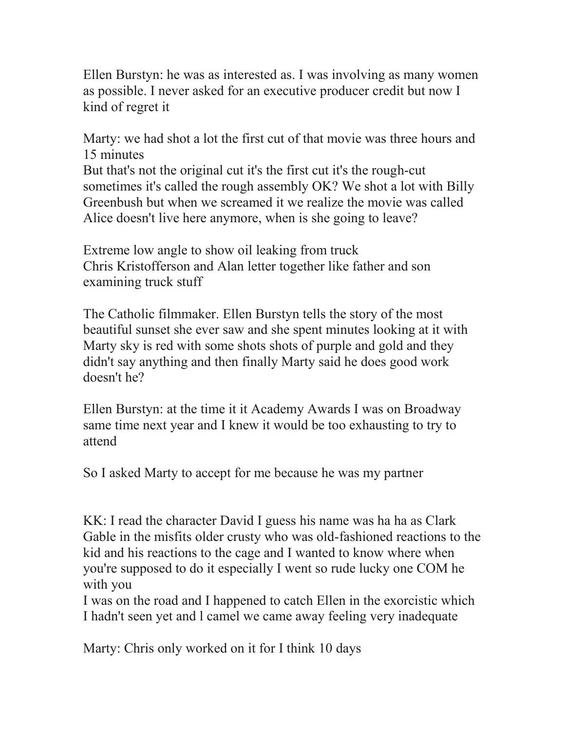Ellen Burstyn: he was as interested as. I was involving as many women as possible. I never asked for an executive producer credit but now I kind of regret it

Marty: we had shot a lot the first cut of that movie was three hours and 15 minutes
But that's not the original cut it's the first cut it's the rough-cut sometimes it's called the rough assembly OK? We shot a lot with Billy Greenbush but when we screamed it we realize the movie was called Alice doesn't live here anymore, when is she going to leave?

Extreme low angle to show oil leaking from truck
Chris Kristofferson and Alan letter together like father and son examining truck stuff

The Catholic filmmaker. Ellen Burstyn tells the story of the most beautiful sunset she ever saw and she spent minutes looking at it with Marty sky is red with some shots shots of purple and gold and they didn't say anything and then finally Marty said he does good work doesn't he?

Ellen Burstyn: at the time it it Academy Awards I was on Broadway same time next year and I knew it would be too exhausting to try to attend

So I asked Marty to accept for me because he was my partner

KK: I read the character David I guess his name was ha ha as Clark Gable in the misfits older crusty who was old-fashioned reactions to the kid and his reactions to the cage and I wanted to know where when you're supposed to do it especially I went so rude lucky one COM he with you
I was on the road and I happened to catch Ellen in the exorcistic which I hadn't seen yet and l camel we came away feeling very inadequate

Marty: Chris only worked on it for I think 10 days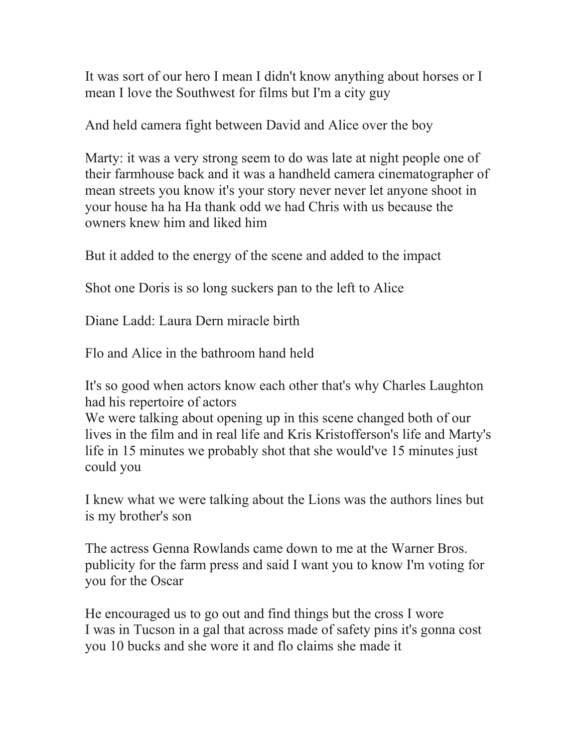It was sort of our hero I mean I didn't know anything about horses or I mean I love the Southwest for films but I'm a city guy

And held camera fight between David and Alice over the boy

Marty: it was a very strong seem to do was late at night people one of their farmhouse back and it was a handheld camera cinematographer of mean streets you know it's your story never never let anyone shoot in your house ha ha Ha thank odd we had Chris with us because the owners knew him and liked him

But it added to the energy of the scene and added to the impact

Shot one Doris is so long suckers pan to the left to Alice

Diane Ladd: Laura Dern miracle birth

Flo and Alice in the bathroom hand held

It's so good when actors know each other that's why Charles Laughton had his repertoire of actors
We were talking about opening up in this scene changed both of our lives in the film and in real life and Kris Kristofferson's life and Marty's life in 15 minutes we probably shot that she would've 15 minutes just could you

I knew what we were talking about the Lions was the authors lines but is my brother's son

The actress Genna Rowlands came down to me at the Warner Bros. publicity for the farm press and said I want you to know I'm voting for you for the Oscar

He encouraged us to go out and find things but the cross I wore
I was in Tucson in a gal that across made of safety pins it's gonna cost you 10 bucks and she wore it and flo claims she made it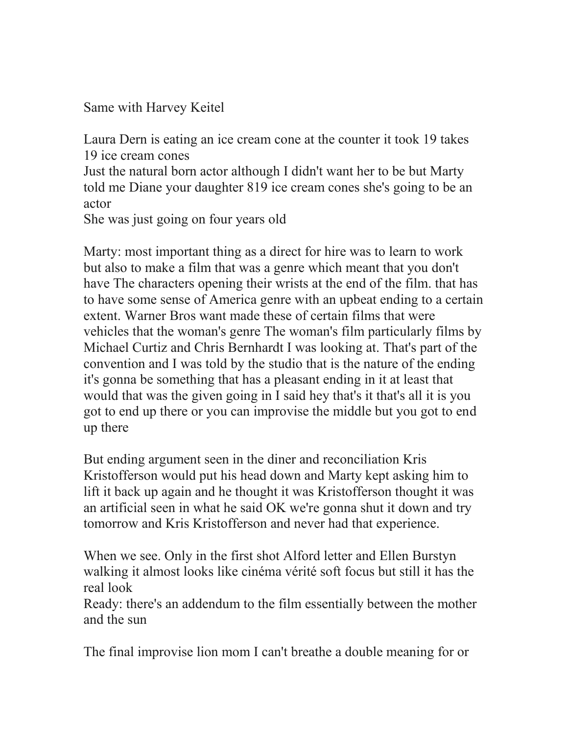Same with Harvey Keitel

Laura Dern is eating an ice cream cone at the counter it took 19 takes 19 ice cream cones
Just the natural born actor although I didn't want her to be but Marty told me Diane your daughter 819 ice cream cones she's going to be an actor
She was just going on four years old

Marty: most important thing as a direct for hire was to learn to work but also to make a film that was a genre which meant that you don't have The characters opening their wrists at the end of the film. that has to have some sense of America genre with an upbeat ending to a certain extent. Warner Bros want made these of certain films that were vehicles that the woman's genre The woman's film particularly films by Michael Curtiz and Chris Bernhardt I was looking at. That's part of the convention and I was told by the studio that is the nature of the ending it's gonna be something that has a pleasant ending in it at least that would that was the given going in I said hey that's it that's all it is you got to end up there or you can improvise the middle but you got to end up there

But ending argument seen in the diner and reconciliation Kris Kristofferson would put his head down and Marty kept asking him to lift it back up again and he thought it was Kristofferson thought it was an artificial seen in what he said OK we're gonna shut it down and try tomorrow and Kris Kristofferson and never had that experience.

When we see. Only in the first shot Alford letter and Ellen Burstyn walking it almost looks like cinéma vérité soft focus but still it has the real look
Ready: there's an addendum to the film essentially between the mother and the sun

The final improvise lion mom I can't breathe a double meaning for or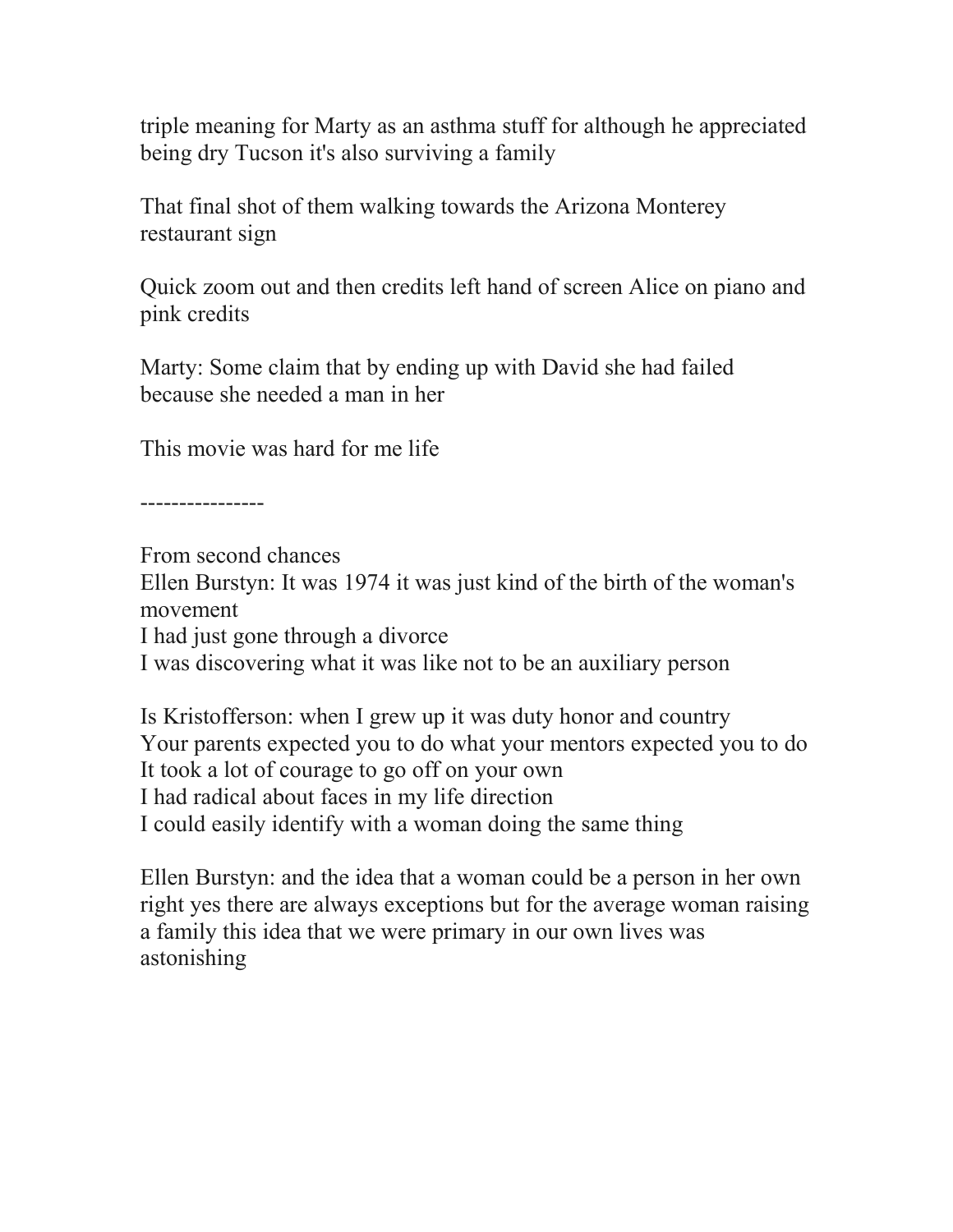triple meaning for Marty as an asthma stuff for although he appreciated being dry Tucson it's also surviving a family

That final shot of them walking towards the Arizona Monterey restaurant sign

Quick zoom out and then credits left hand of screen Alice on piano and pink credits

Marty: Some claim that by ending up with David she had failed because she needed a man in her

This movie was hard for me life

----------------

From second chances
Ellen Burstyn: It was 1974 it was just kind of the birth of the woman's movement
I had just gone through a divorce
I was discovering what it was like not to be an auxiliary person

Is Kristofferson: when I grew up it was duty honor and country
Your parents expected you to do what your mentors expected you to do
It took a lot of courage to go off on your own
I had radical about faces in my life direction
I could easily identify with a woman doing the same thing

Ellen Burstyn: and the idea that a woman could be a person in her own right yes there are always exceptions but for the average woman raising a family this idea that we were primary in our own lives was astonishing